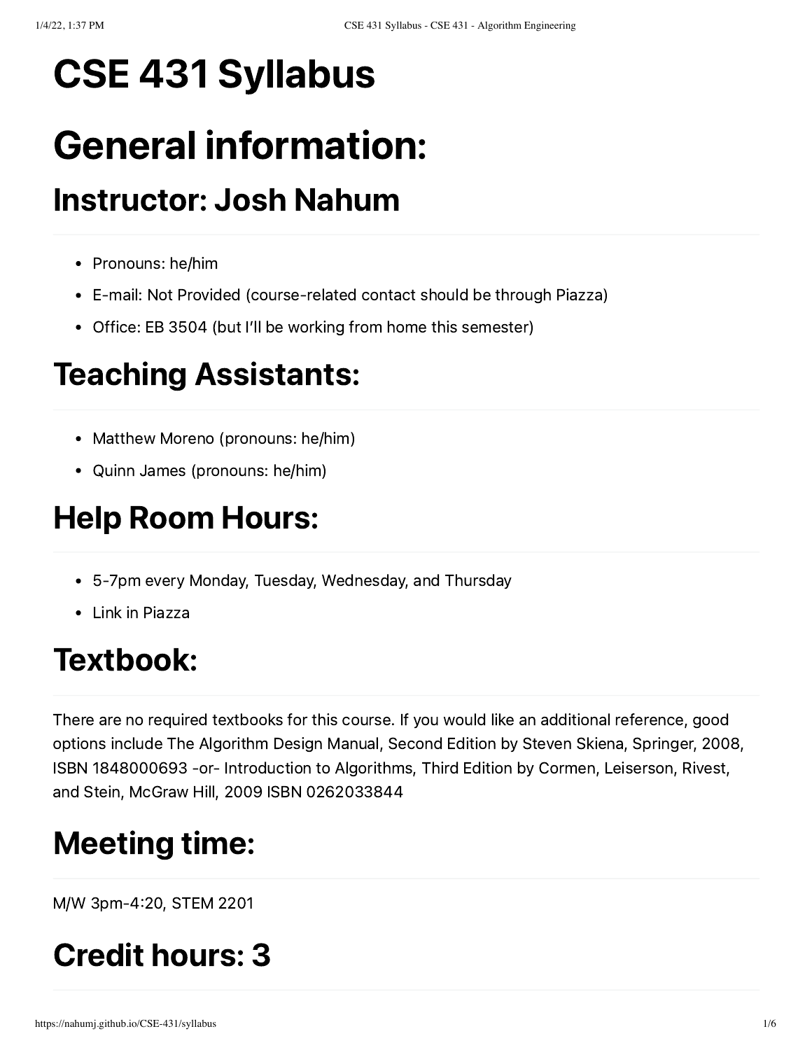# CSE 431 Syllabus

# General information:

## Instructor: Josh Nahum

- Pronouns: he/him
- E-mail: Not Provided (course-related contact should be through Piazza)
- Office: EB 3504 (but I'll be working from home this semester)

## Teaching Assistants:

- Matthew Moreno (pronouns: he/him)
- Quinn James (pronouns: he/him)

## Help Room Hours:

- 5-7pm every Monday, Tuesday, Wednesday, and Thursday
- Link in Piazza

## Textbook:

There are no required textbooks for this course. If you would like an additional reference, good options include The Algorithm Design Manual, Second Edition by Steven Skiena, Springer, 2008, ISBN 1848000693 -or- Introduction to Algorithms, Third Edition by Cormen, Leiserson, Rivest, and Stein, McGraw Hill, 2009 ISBN 0262033844

## Meeting time:

M/W 3pm-4:20, STEM 2201

## Credit hours: 3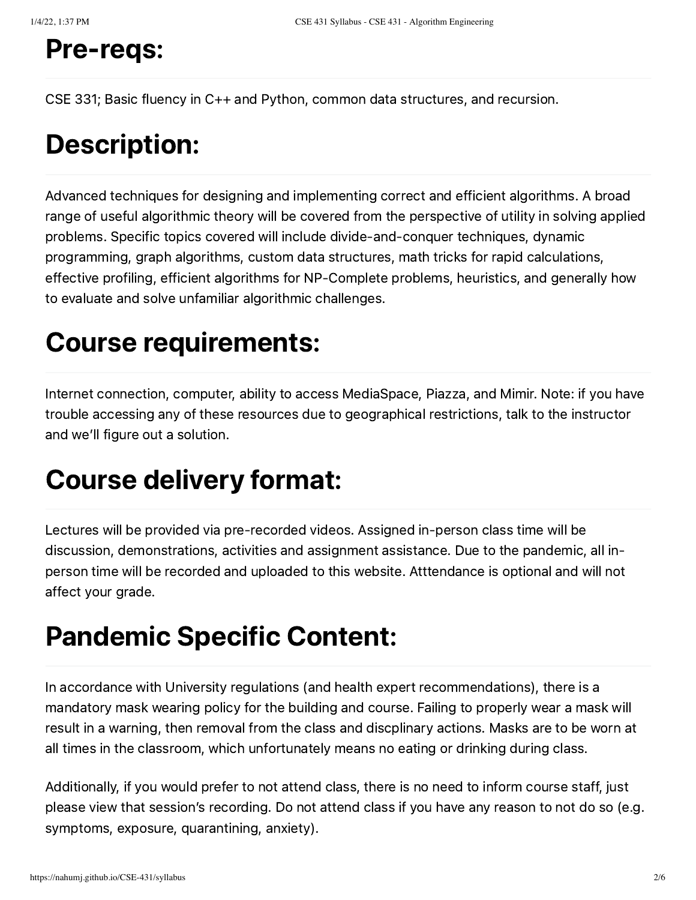# Pre-reqs:

CSE 331; Basic fluency in C++ and Python, common data structures, and recursion.

# Description:

Advanced techniques for designing and implementing correct and efficient algorithms. A broad range of useful algorithmic theory will be covered from the perspective of utility in solving applied problems. Specific topics covered will include divide-and-conquer techniques, dynamic programming, graph algorithms, custom data structures, math tricks for rapid calculations, effective profiling, efficient algorithms for NP-Complete problems, heuristics, and generally how to evaluate and solve unfamiliar algorithmic challenges.

# Course requirements:

Internet connection, computer, ability to access MediaSpace, Piazza, and Mimir. Note: if you have trouble accessing any of these resources due to geographical restrictions, talk to the instructor and we'll figure out a solution.

# Course delivery format:

Lectures will be provided via pre-recorded videos. Assigned in-person class time will be discussion, demonstrations, activities and assignment assistance. Due to the pandemic, all in-person time will be recorded and uploaded to this website. Atttendance is optional and will not affect your grade.

# Pandemic Specific Content:

In accordance with University regulations (and health expert recommendations), there is a mandatory mask wearing policy for the building and course. Failing to properly wear a mask will result in a warning, then removal from the class and discplinary actions. Masks are to be worn at all times in the classroom, which unfortunately means no eating or drinking during class.

Additionally, if you would prefer to not attend class, there is no need to inform course staff, just please view that session's recording. Do not attend class if you have any reason to not do so (e.g. symptoms, exposure, quarantining, anxiety).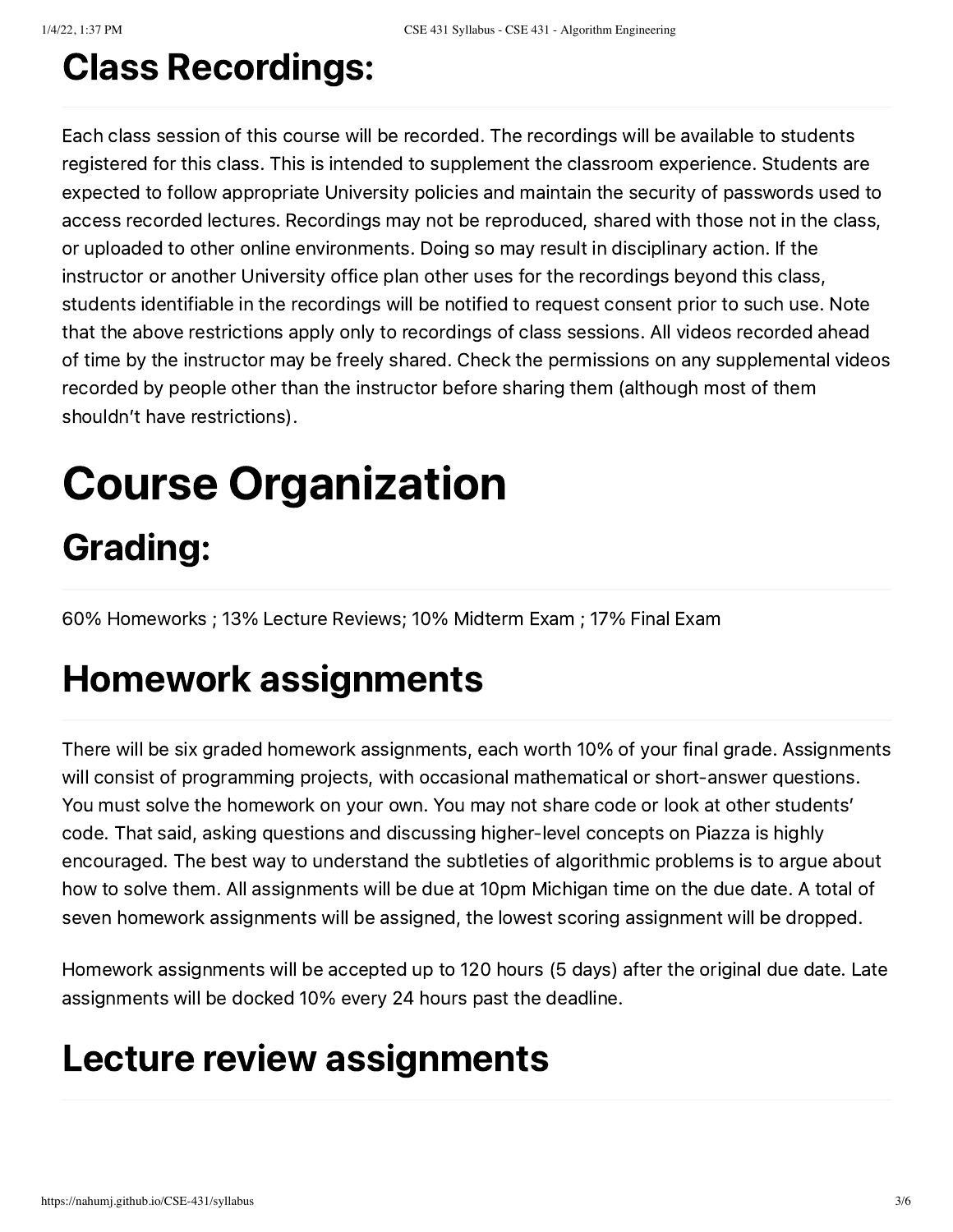## Class Recordings:

Each class session of this course will be recorded. The recordings will be available to students registered for this class. This is intended to supplement the classroom experience. Students are expected to follow appropriate University policies and maintain the security of passwords used to access recorded lectures. Recordings may not be reproduced, shared with those not in the class, or uploaded to other online environments. Doing so may result in disciplinary action. If the instructor or another University office plan other uses for the recordings beyond this class, students identifiable in the recordings will be notified to request consent prior to such use. Note that the above restrictions apply only to recordings of class sessions. All videos recorded ahead of time by the instructor may be freely shared. Check the permissions on any supplemental videos recorded by people other than the instructor before sharing them (although most of them shouldn't have restrictions).

# Course Organization

## Grading:

60% Homeworks ; 13% Lecture Reviews; 10% Midterm Exam ; 17% Final Exam

## Homework assignments

There will be six graded homework assignments, each worth 10% of your final grade. Assignments will consist of programming projects, with occasional mathematical or short-answer questions. You must solve the homework on your own. You may not share code or look at other students' code. That said, asking questions and discussing higher-level concepts on Piazza is highly encouraged. The best way to understand the subtleties of algorithmic problems is to argue about how to solve them. All assignments will be due at 10pm Michigan time on the due date. A total of seven homework assignments will be assigned, the lowest scoring assignment will be dropped.

Homework assignments will be accepted up to 120 hours (5 days) after the original due date. Late assignments will be docked 10% every 24 hours past the deadline.

## Lecture review assignments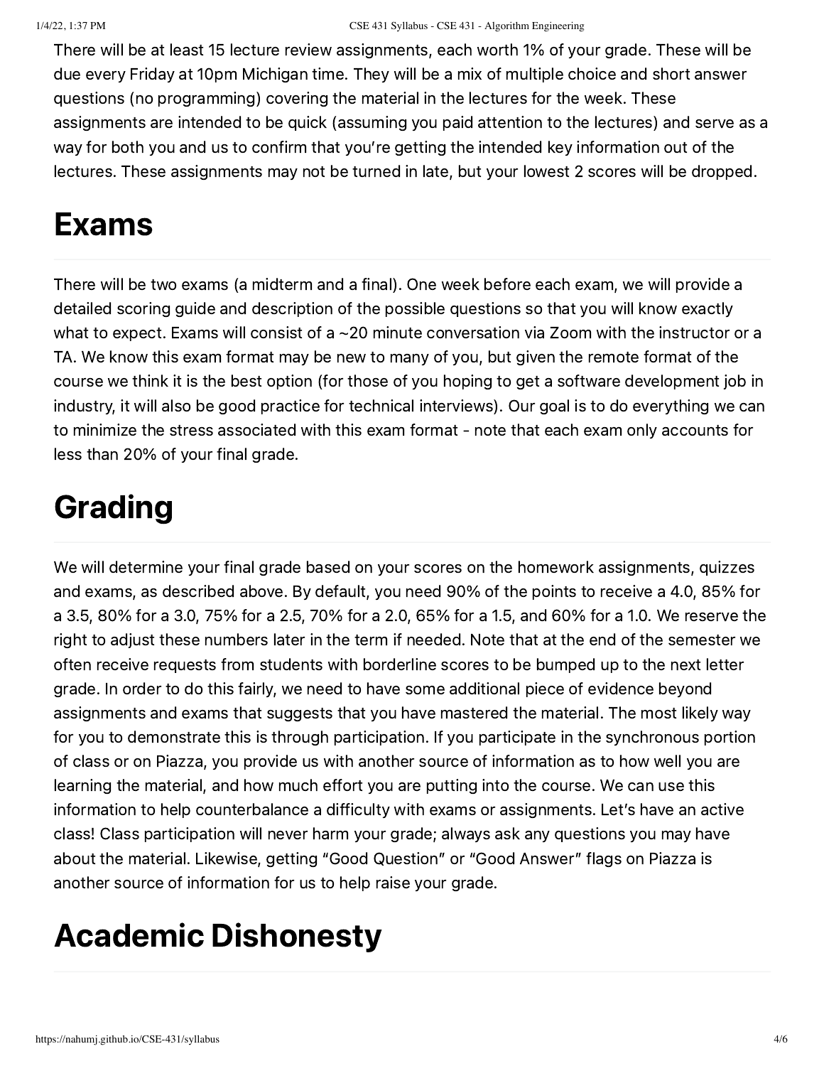There will be at least 15 lecture review assignments, each worth 1% of your grade. These will be due every Friday at 10pm Michigan time. They will be a mix of multiple choice and short answer questions (no programming) covering the material in the lectures for the week. These assignments are intended to be quick (assuming you paid attention to the lectures) and serve as a way for both you and us to confirm that you're getting the intended key information out of the lectures. These assignments may not be turned in late, but your lowest 2 scores will be dropped.

# Exams

There will be two exams (a midterm and a final). One week before each exam, we will provide a detailed scoring guide and description of the possible questions so that you will know exactly what to expect. Exams will consist of a ~20 minute conversation via Zoom with the instructor or a TA. We know this exam format may be new to many of you, but given the remote format of the course we think it is the best option (for those of you hoping to get a software development job in industry, it will also be good practice for technical interviews). Our goal is to do everything we can to minimize the stress associated with this exam format - note that each exam only accounts for less than 20% of your final grade.

# Grading

We will determine your final grade based on your scores on the homework assignments, quizzes and exams, as described above. By default, you need 90% of the points to receive a 4.0, 85% for a 3.5, 80% for a 3.0, 75% for a 2.5, 70% for a 2.0, 65% for a 1.5, and 60% for a 1.0. We reserve the right to adjust these numbers later in the term if needed. Note that at the end of the semester we often receive requests from students with borderline scores to be bumped up to the next letter grade. In order to do this fairly, we need to have some additional piece of evidence beyond assignments and exams that suggests that you have mastered the material. The most likely way for you to demonstrate this is through participation. If you participate in the synchronous portion of class or on Piazza, you provide us with another source of information as to how well you are learning the material, and how much effort you are putting into the course. We can use this information to help counterbalance a difficulty with exams or assignments. Let's have an active class! Class participation will never harm your grade; always ask any questions you may have about the material. Likewise, getting "Good Question" or "Good Answer" flags on Piazza is another source of information for us to help raise your grade.

# Academic Dishonesty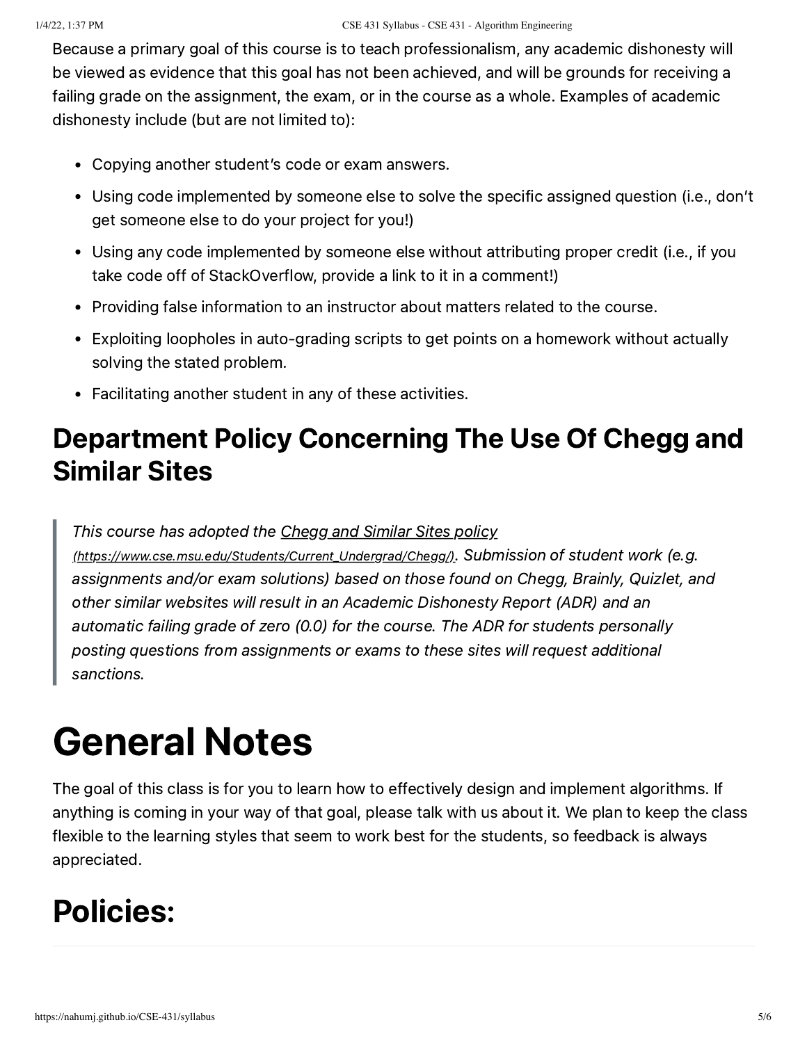Because a primary goal of this course is to teach professionalism, any academic dishonesty will be viewed as evidence that this goal has not been achieved, and will be grounds for receiving a failing grade on the assignment, the exam, or in the course as a whole. Examples of academic dishonesty include (but are not limited to):

- Copying another student's code or exam answers.
- Using code implemented by someone else to solve the specific assigned question (i.e., don't get someone else to do your project for you!)
- Using any code implemented by someone else without attributing proper credit (i.e., if you take code off of StackOverflow, provide a link to it in a comment!)
- Providing false information to an instructor about matters related to the course.
- Exploiting loopholes in auto-grading scripts to get points on a homework without actually solving the stated problem.
- Facilitating another student in any of these activities.

## Department Policy Concerning The Use Of Chegg and Similar Sites

> *This course has adopted the Chegg and Similar Sites policy (https://www.cse.msu.edu/Students/Current_Undergrad/Chegg/). Submission of student work (e.g. assignments and/or exam solutions) based on those found on Chegg, Brainly, Quizlet, and other similar websites will result in an Academic Dishonesty Report (ADR) and an automatic failing grade of zero (0.0) for the course. The ADR for students personally posting questions from assignments or exams to these sites will request additional sanctions.*

# General Notes

The goal of this class is for you to learn how to effectively design and implement algorithms. If anything is coming in your way of that goal, please talk with us about it. We plan to keep the class flexible to the learning styles that seem to work best for the students, so feedback is always appreciated.

# Policies: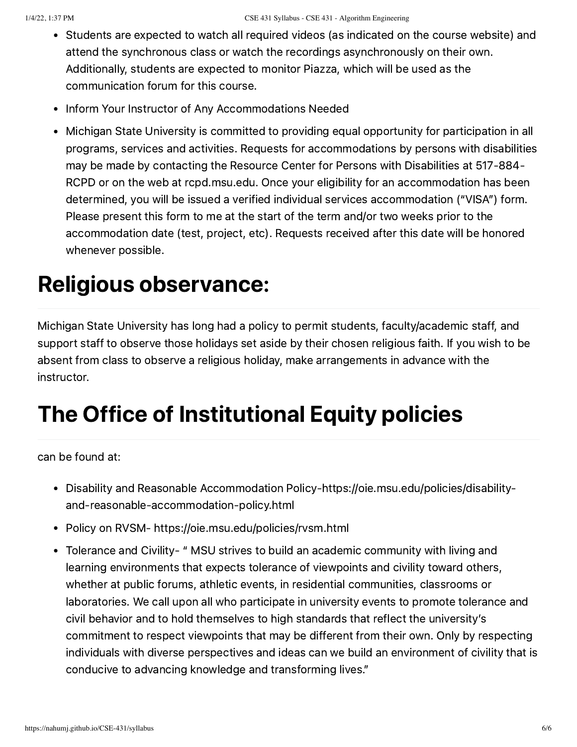- Students are expected to watch all required videos (as indicated on the course website) and attend the synchronous class or watch the recordings asynchronously on their own. Additionally, students are expected to monitor Piazza, which will be used as the communication forum for this course.
- Inform Your Instructor of Any Accommodations Needed
- Michigan State University is committed to providing equal opportunity for participation in all programs, services and activities. Requests for accommodations by persons with disabilities may be made by contacting the Resource Center for Persons with Disabilities at 517-884-RCPD or on the web at rcpd.msu.edu. Once your eligibility for an accommodation has been determined, you will be issued a verified individual services accommodation ("VISA") form. Please present this form to me at the start of the term and/or two weeks prior to the accommodation date (test, project, etc). Requests received after this date will be honored whenever possible.

# Religious observance:

Michigan State University has long had a policy to permit students, faculty/academic staff, and support staff to observe those holidays set aside by their chosen religious faith. If you wish to be absent from class to observe a religious holiday, make arrangements in advance with the instructor.

# The Office of Institutional Equity policies

can be found at:

- Disability and Reasonable Accommodation Policy-https://oie.msu.edu/policies/disability-and-reasonable-accommodation-policy.html
- Policy on RVSM- https://oie.msu.edu/policies/rvsm.html
- Tolerance and Civility- " MSU strives to build an academic community with living and learning environments that expects tolerance of viewpoints and civility toward others, whether at public forums, athletic events, in residential communities, classrooms or laboratories. We call upon all who participate in university events to promote tolerance and civil behavior and to hold themselves to high standards that reflect the university's commitment to respect viewpoints that may be different from their own. Only by respecting individuals with diverse perspectives and ideas can we build an environment of civility that is conducive to advancing knowledge and transforming lives."